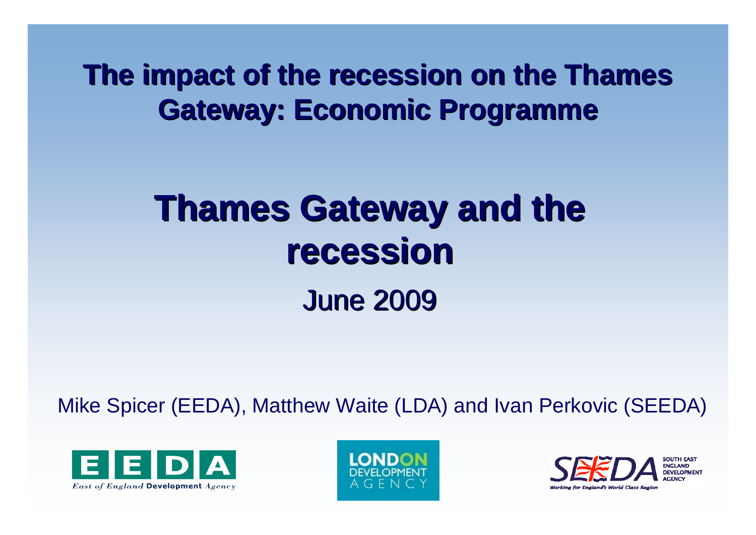# The impact of the recession on the Thames Gateway: Economic Programme

# Thames Gateway and the recession

## June 2009

Mike Spicer (EEDA), Matthew Waite (LDA) and Ivan Perkovic (SEEDA)

EEDA East of England Development Agency

LONDON DEVELOPMENT AGENCY

SEEDA SOUTH EAST ENGLAND DEVELOPMENT AGENCY Working for England's World Class Region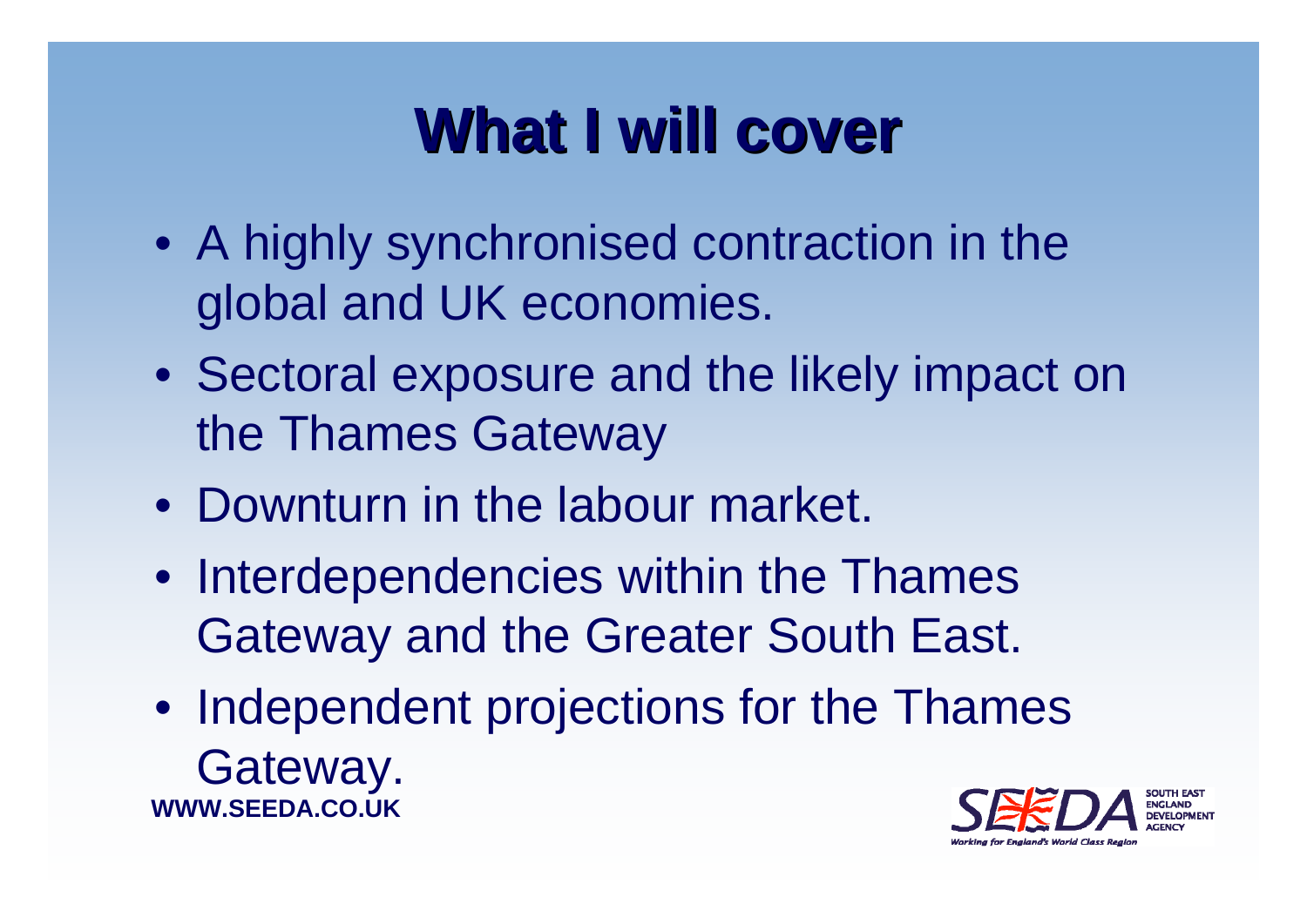# What I will cover

- A highly synchronised contraction in the global and UK economies.
- Sectoral exposure and the likely impact on the Thames Gateway
- Downturn in the labour market.
- Interdependencies within the Thames Gateway and the Greater South East.
- Independent projections for the Thames Gateway.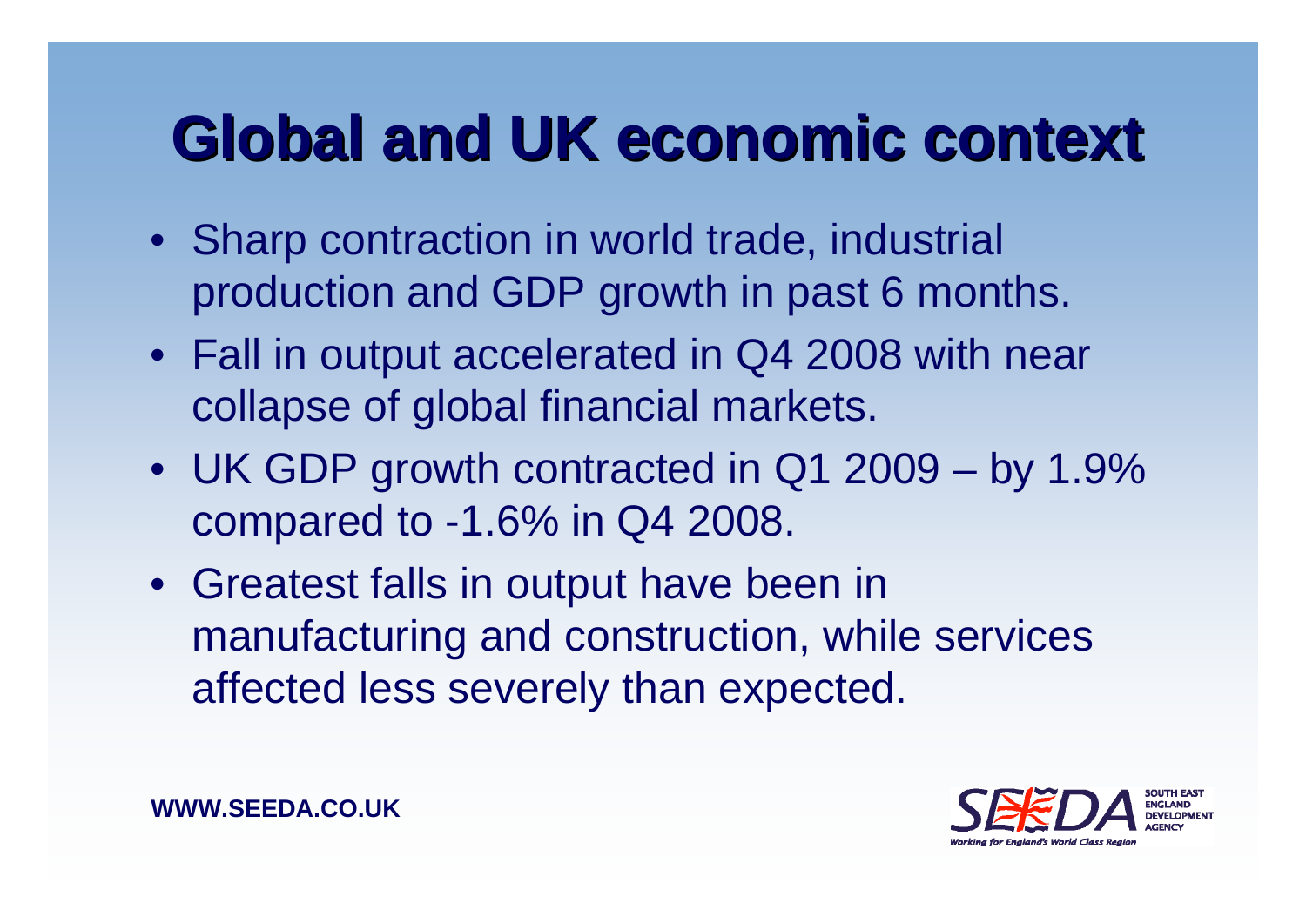# Global and UK economic context

- Sharp contraction in world trade, industrial production and GDP growth in past 6 months.
- Fall in output accelerated in Q4 2008 with near collapse of global financial markets.
- UK GDP growth contracted in Q1 2009 – by 1.9% compared to -1.6% in Q4 2008.
- Greatest falls in output have been in manufacturing and construction, while services affected less severely than expected.

**WWW.SEEDA.CO.UK**

SEEDA SOUTH EAST ENGLAND DEVELOPMENT AGENCY
*Working for England's World Class Region*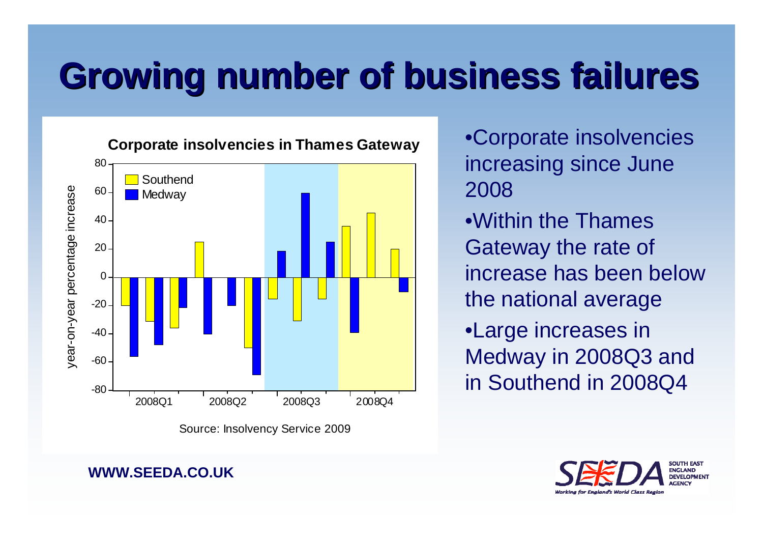# Growing number of business failures

**Corpororate insolvencies in Thames Gateway**

Source: Insolvency Service 2009

- Corporate insolvencies increasing since June 2008
- Within the Thames Gateway the rate of increase has been below the national average
- Large increases in Medway in 2008Q3 and in Southend in 2008Q4

**WWW.SEEDA.CO.UK**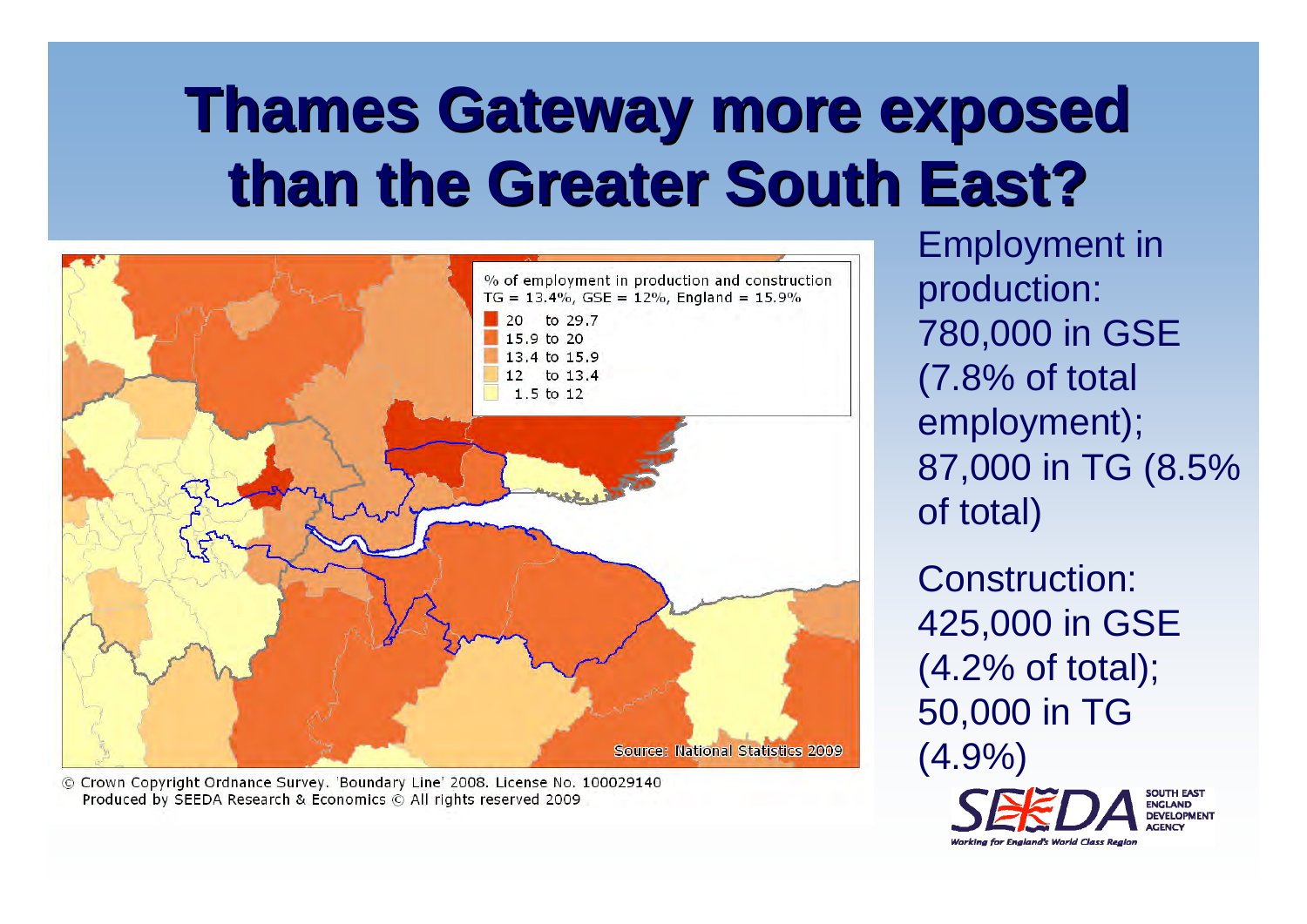# Thames Gateway more exposed than the Greater South East?

% of employment in production and construction
TG = 13.4%, GSE = 12%, England = 15.9%

- 20 to 29.7
- 15.9 to 20
- 13.4 to 15.9
- 12 to 13.4
- 1.5 to 12

Source: National Statistics 2009

© Crown Copyright Ordnance Survey. 'Boundary Line' 2008. License No. 100029140
Produced by SEEDA Research & Economics © All rights reserved 2009

Employment in production: 780,000 in GSE (7.8% of total employment); 87,000 in TG (8.5% of total)

Construction: 425,000 in GSE (4.2% of total); 50,000 in TG (4.9%)

SEEDA SOUTH EAST ENGLAND DEVELOPMENT AGENCY
Working for England's World Class Region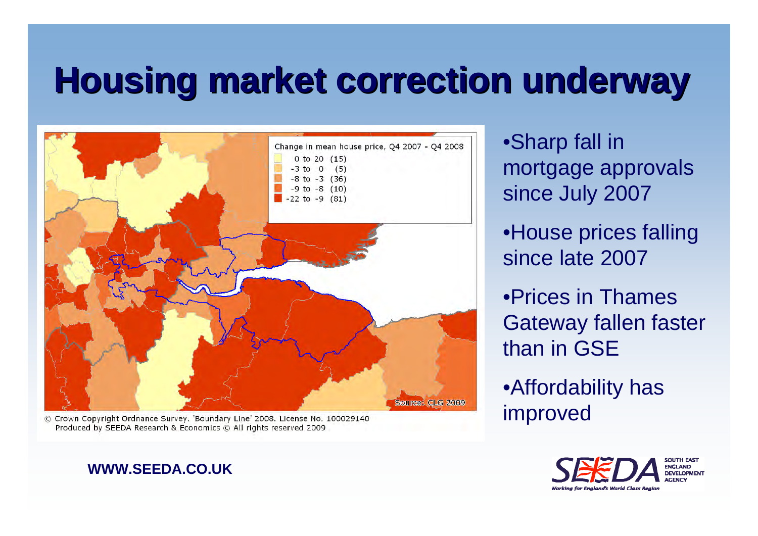# Housing market correction underway

Change in mean house price, Q4 2007 - Q4 2008

- 0 to 20 (15)
- -3 to 0 (5)
- -8 to -3 (36)
- -9 to -8 (10)
- -22 to -9 (81)

Source: CLG 2009

© Crown Copyright Ordnance Survey. 'Boundary Line' 2008. License No. 100029140
Produced by SEEDA Research & Economics © All rights reserved 2009

- Sharp fall in mortgage approvals since July 2007
- House prices falling since late 2007
- Prices in Thames Gateway fallen faster than in GSE
- Affordability has improved

WWW.SEEDA.CO.UK

SEEDA SOUTH EAST ENGLAND DEVELOPMENT AGENCY
*Working for England's World Class Region*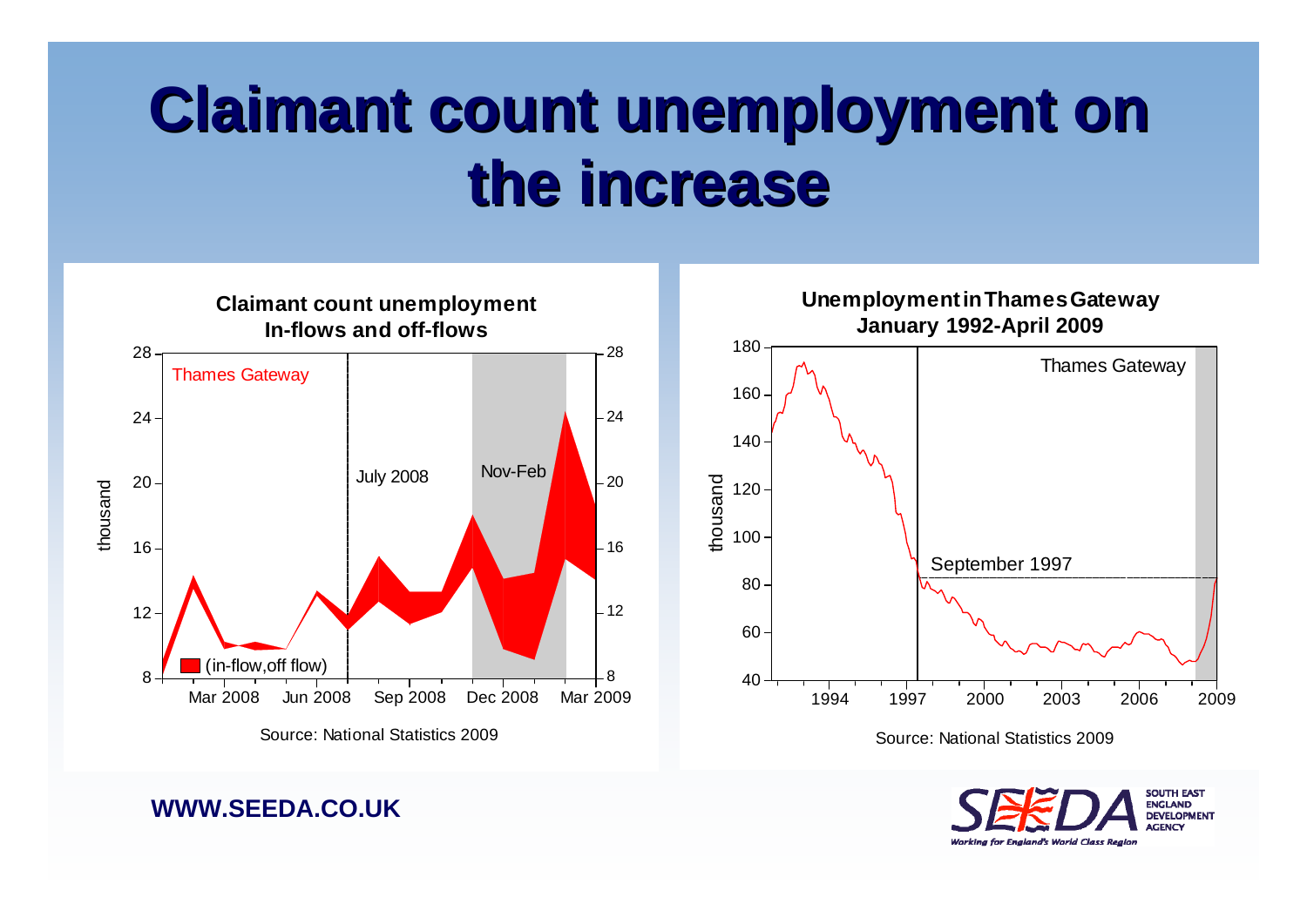# Claimant count unemployment on the increase

**Claimant count unemployment**
**In-flows and off-flows**

Thames Gateway

thousand

July 2008

Nov-Feb

(in-flow,off flow)

Mar 2008 Jun 2008 Sep 2008 Dec 2008 Mar 2009

Source: National Statistics 2009

**Unemployment in Thames Gateway**
**January 1992-April 2009**

Thames Gateway

thousand

September 1997

1994 1997 2000 2003 2006 2009

Source: National Statistics 2009

**WWW.SEEDA.CO.UK**

SOUTH EAST ENGLAND DEVELOPMENT AGENCY

*Working for England's World Class Region*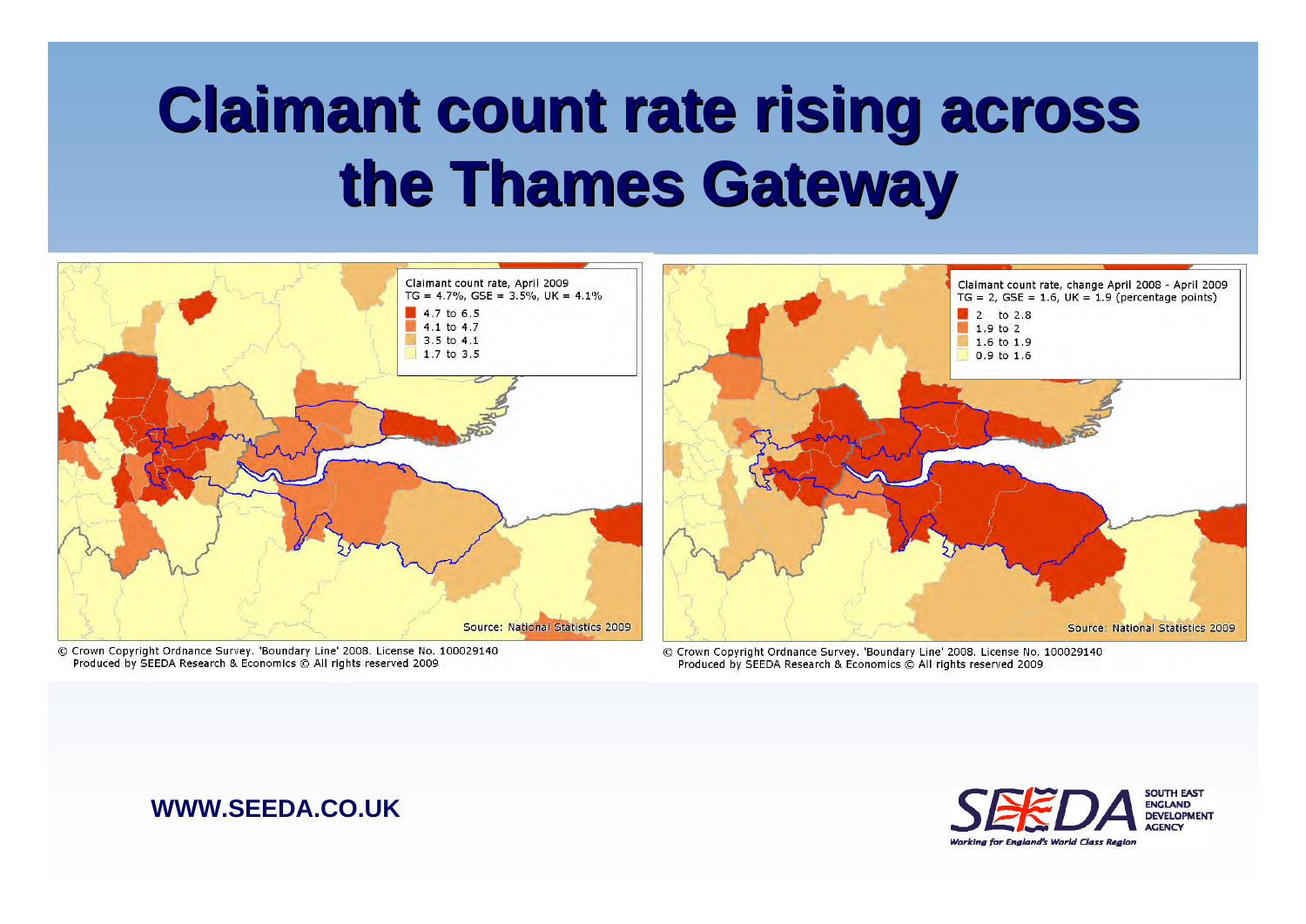# Claimant count rate rising across the Thames Gateway

Claimant count rate, April 2009
TG = 4.7%, GSE = 3.5%, UK = 4.1%

- 4.7 to 6.5
- 4.1 to 4.7
- 3.5 to 4.1
- 1.7 to 3.5

Source: National Statistics 2009

© Crown Copyright Ordnance Survey. 'Boundary Line' 2008. License No. 100029140
Produced by SEEDA Research & Economics © All rights reserved 2009

Claimant count rate, change April 2008 - April 2009
TG = 2, GSE = 1.6, UK = 1.9 (percentage points)

- 2 to 2.8
- 1.9 to 2
- 1.6 to 1.9
- 0.9 to 1.6

Source: National Statistics 2009

© Crown Copyright Ordnance Survey. 'Boundary Line' 2008. License No. 100029140
Produced by SEEDA Research & Economics © All rights reserved 2009

**WWW.SEEDA.CO.UK**

SEEDA SOUTH EAST ENGLAND DEVELOPMENT AGENCY
*Working for England's World Class Region*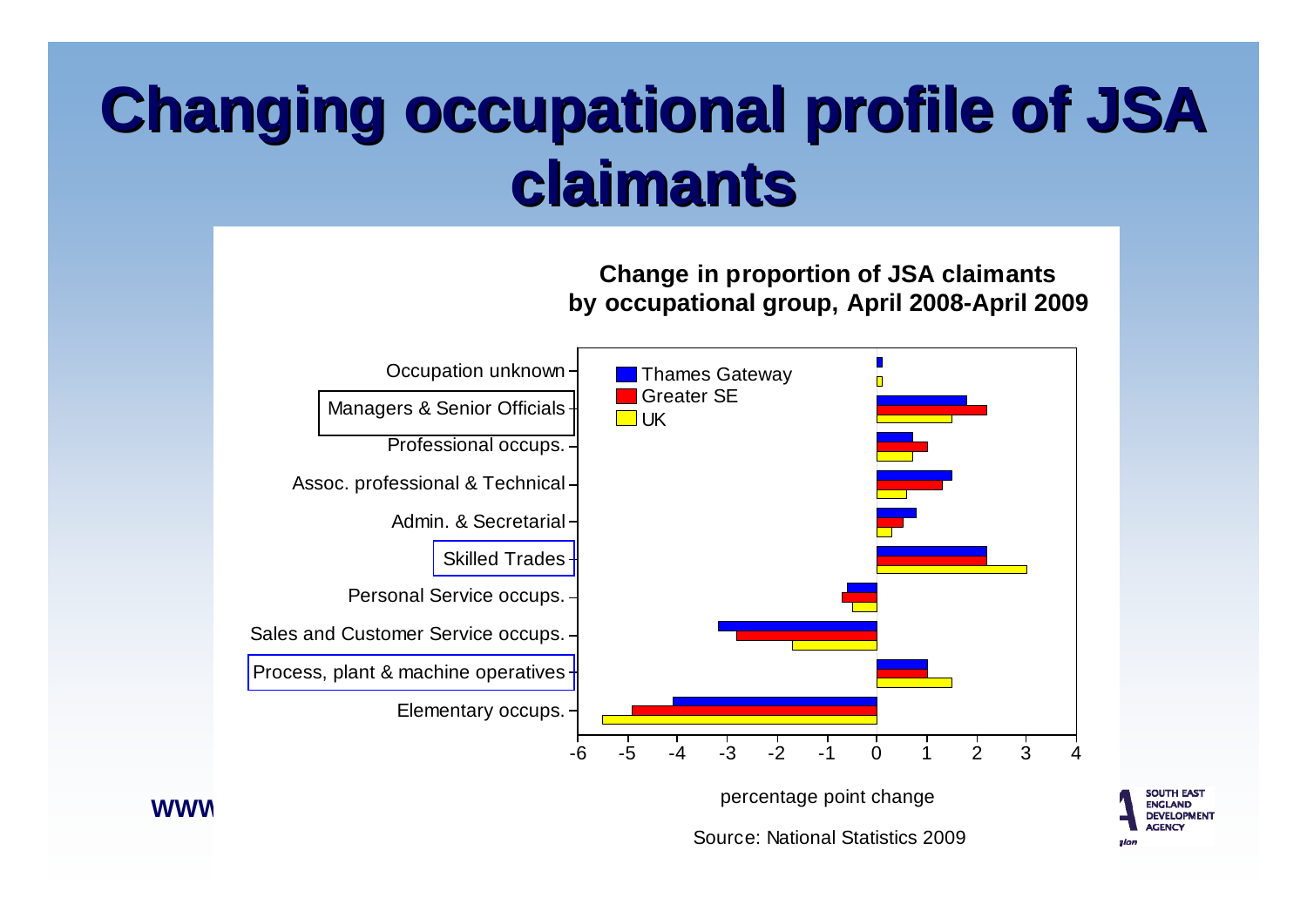# Changing occupational profile of JSA claimants

**Change in proportion of JSA claimants by occupational group, April 2008-April 2009**

Occupation unknown

Managers & Senior Officials

Professional occups.

Assoc. professional & Technical

Admin. & Secretarial

Skilled Trades

Personal Service occups.

Sales and Customer Service occups.

Process, plant & machine operatives

Elementary occups.

Thames Gateway

Greater SE

UK

-6 -5 -4 -3 -2 -1 0 1 2 3 4

percentage point change

Source: National Statistics 2009

WWW

SOUTH EAST ENGLAND DEVELOPMENT AGENCY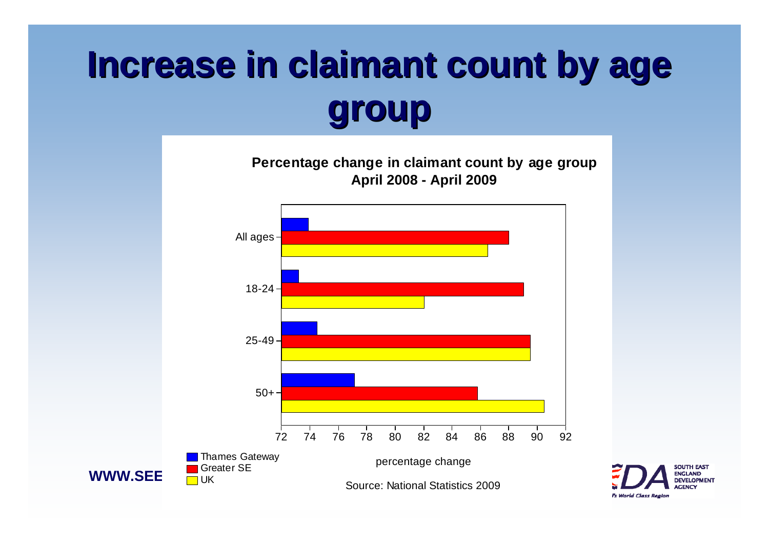# Increase in claimant count by age group

**Percentage change in claimant count by age group**
**April 2008 - April 2009**

All ages
18-24
25-49
50+

72 74 76 78 80 82 84 86 88 90 92

percentage change

Thames Gateway
Greater SE
UK

Source: National Statistics 2009

WWW.SEE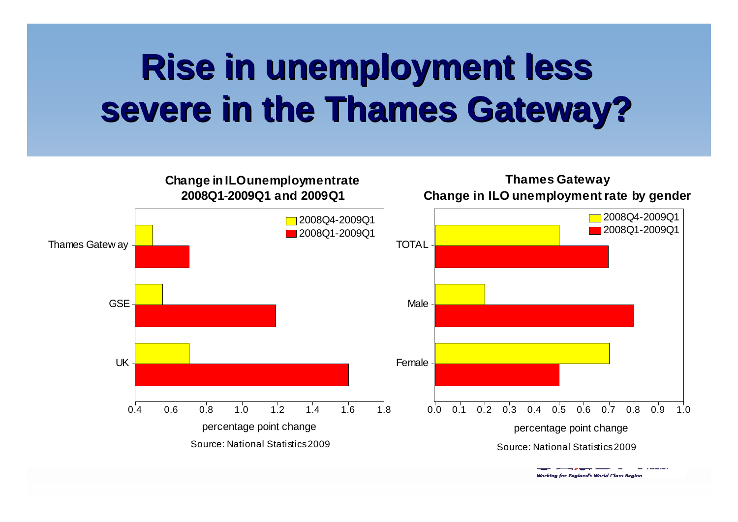# Rise in unemployment less severe in the Thames Gateway?

**Change in ILO unemployment rate 2008Q1-2009Q1 and 2009Q1**

| | 2008Q4-2009Q1 | 2008Q1-2009Q1 |
|---|---|---|
| Thames Gateway | 0.5 | 0.7 |
| GSE | 0.55 | 1.2 |
| UK | 0.7 | 1.6 |

percentage point change

Source: National Statistics 2009

**Thames Gateway**
**Change in ILO unemployment rate by gender**

| | 2008Q4-2009Q1 | 2008Q1-2009Q1 |
|---|---|---|
| TOTAL | 0.5 | 0.7 |
| Male | 0.2 | 0.8 |
| Female | 0.7 | 0.5 |

percentage point change

Source: National Statistics 2009

*Working for England's World Class Region*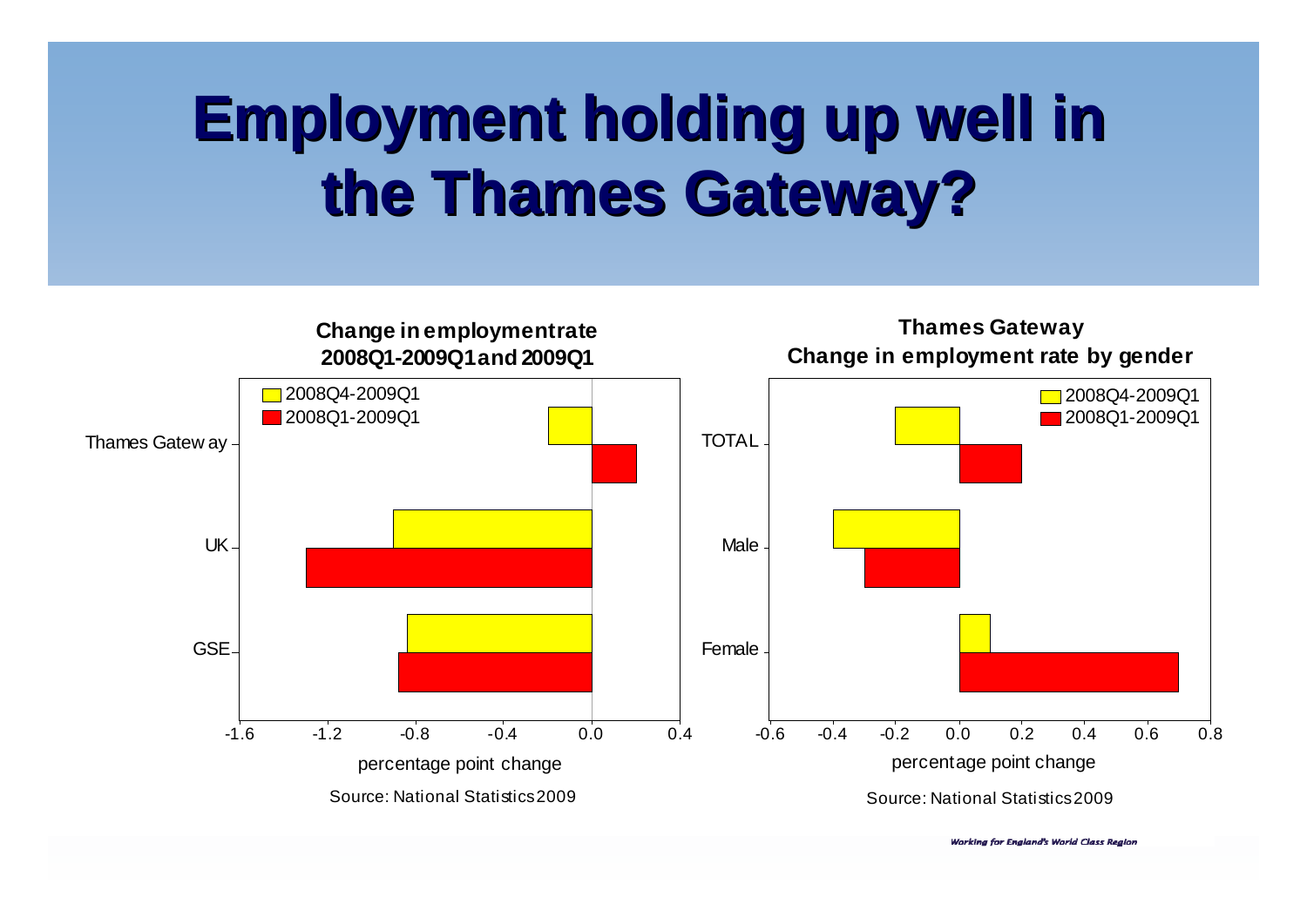# Employment holding up well in the Thames Gateway?

**Change in employment rate 2008Q1-2009Q1 and 2009Q1**

| | 2008Q4-2009Q1 | 2008Q1-2009Q1 |
|---|---|---|
| Thames Gateway | -0.2 | 0.2 |
| UK | -0.9 | -1.3 |
| GSE | -0.84 | -0.88 |

percentage point change

Source: National Statistics 2009

**Thames Gateway**
**Change in employment rate by gender**

| | 2008Q4-2009Q1 | 2008Q1-2009Q1 |
|---|---|---|
| TOTAL | -0.2 | 0.2 |
| Male | -0.4 | -0.3 |
| Female | 0.1 | 0.7 |

percentage point change

Source: National Statistics 2009

*Working for England's World Class Region*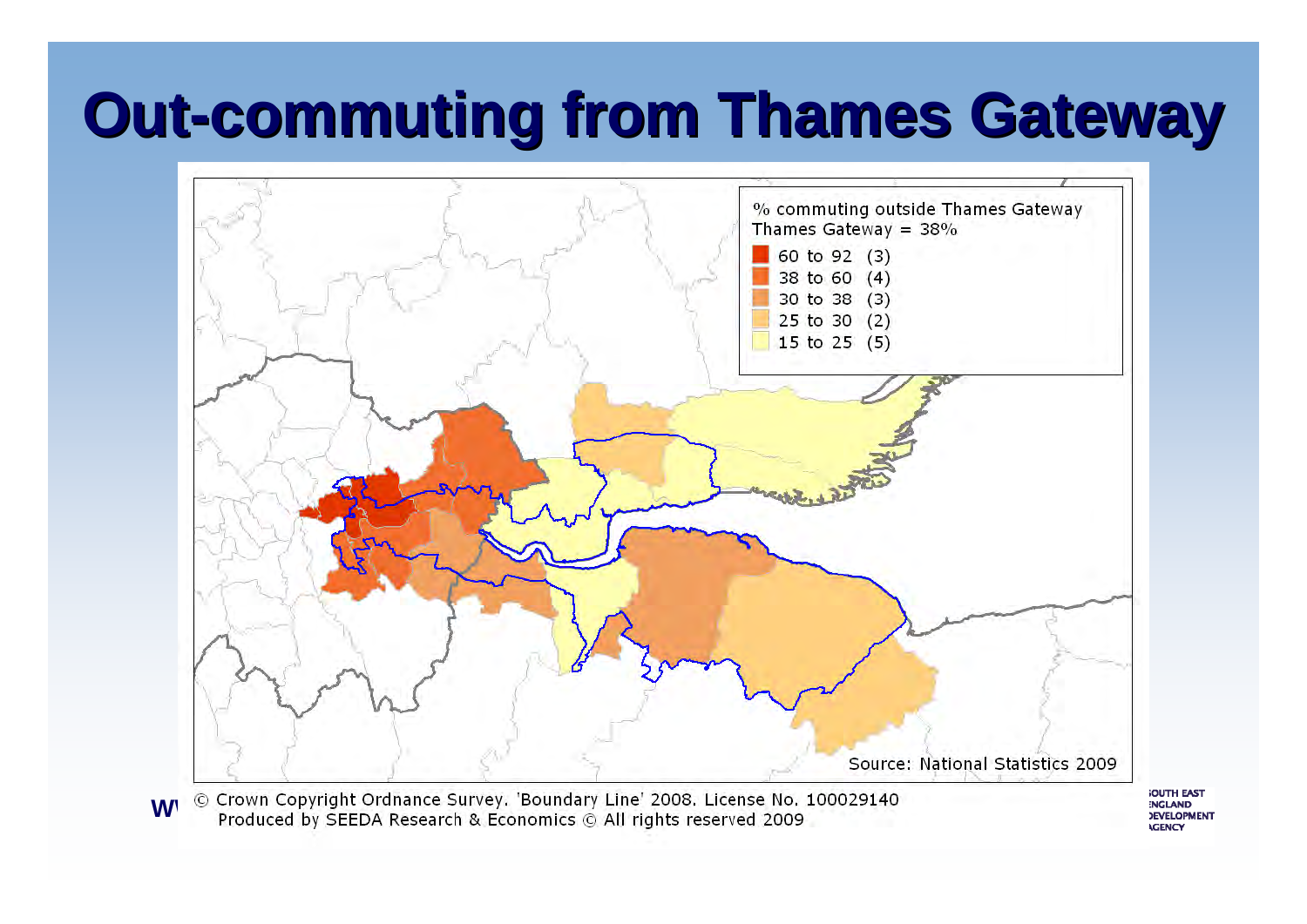# Out-commuting from Thames Gateway

% commuting outside Thames Gateway
Thames Gateway = 38%

- 60 to 92 (3)
- 38 to 60 (4)
- 30 to 38 (3)
- 25 to 30 (2)
- 15 to 25 (5)

Source: National Statistics 2009

© Crown Copyright Ordnance Survey. 'Boundary Line' 2008. License No. 100029140
Produced by SEEDA Research & Economics © All rights reserved 2009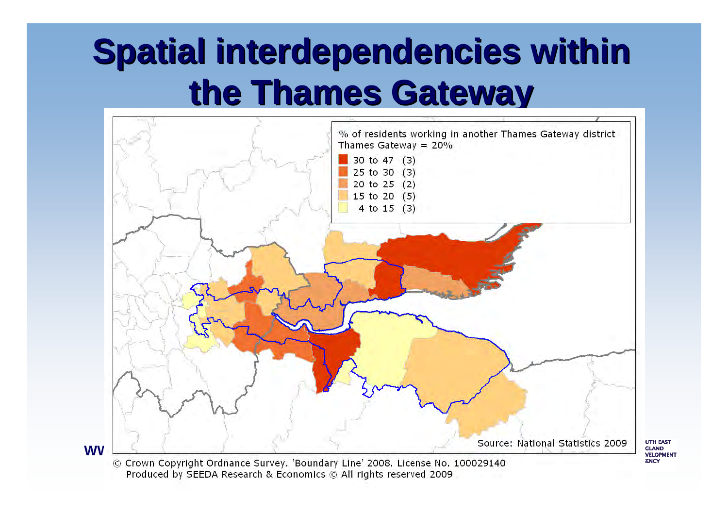# Spatial interdependencies within the Thames Gateway

% of residents working in another Thames Gateway district
Thames Gateway = 20%

| Range | Count |
| --- | --- |
| 30 to 47 | (3) |
| 25 to 30 | (3) |
| 20 to 25 | (2) |
| 15 to 20 | (5) |
| 4 to 15 | (3) |

Source: National Statistics 2009

© Crown Copyright Ordnance Survey. 'Boundary Line' 2008. License No. 100029140
Produced by SEEDA Research & Economics © All rights reserved 2009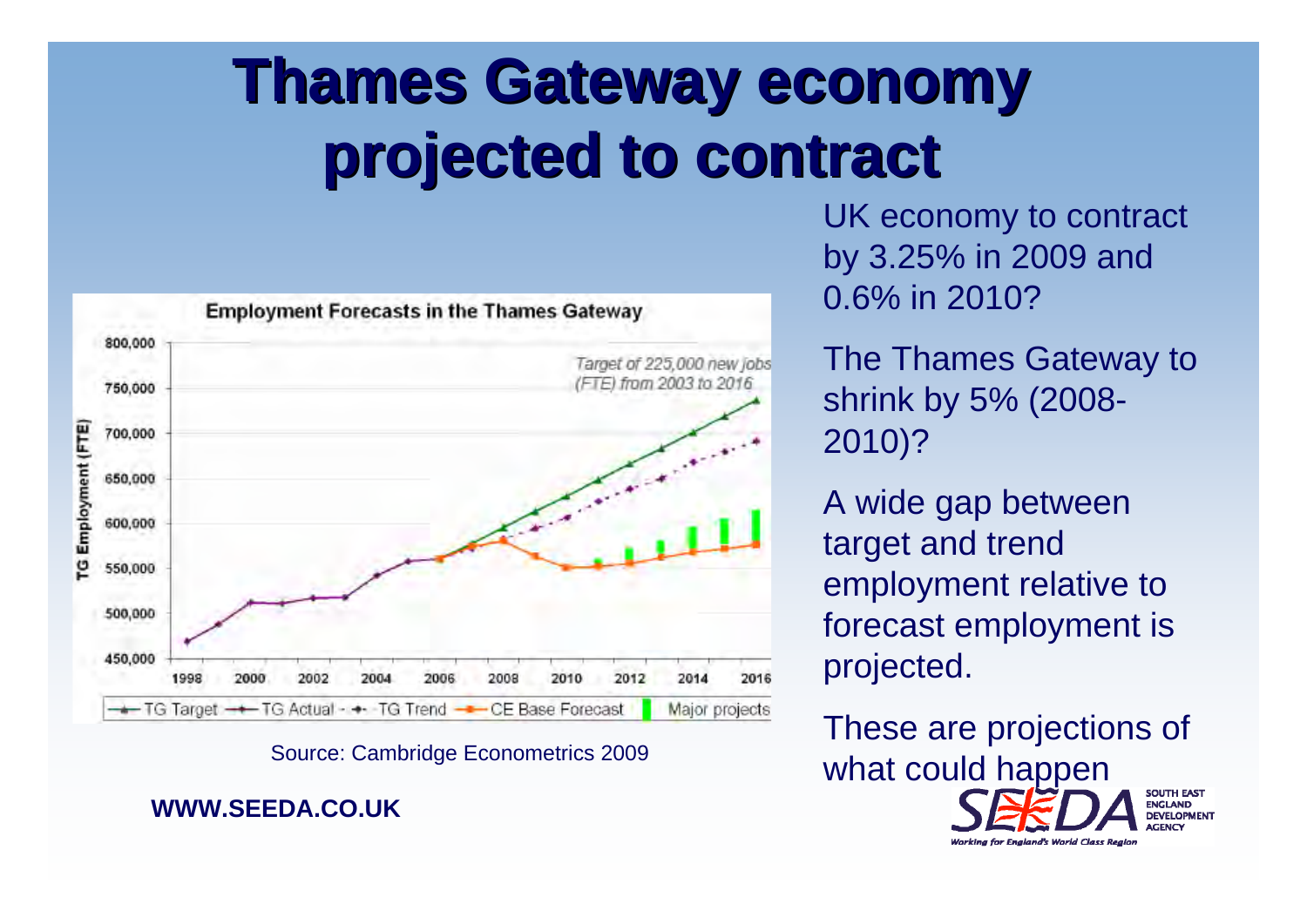# Thames Gateway economy projected to contract

**Employment Forecasts in the Thames Gateway**

Target of 225,000 new jobs (FTE) from 2003 to 2016

TG Target — TG Actual — TG Trend — CE Base Forecast — Major projects

Source: Cambridge Econometrics 2009

UK economy to contract by 3.25% in 2009 and 0.6% in 2010?

The Thames Gateway to shrink by 5% (2008-2010)?

A wide gap between target and trend employment relative to forecast employment is projected.

These are projections of what could happen

**WWW.SEEDA.CO.UK**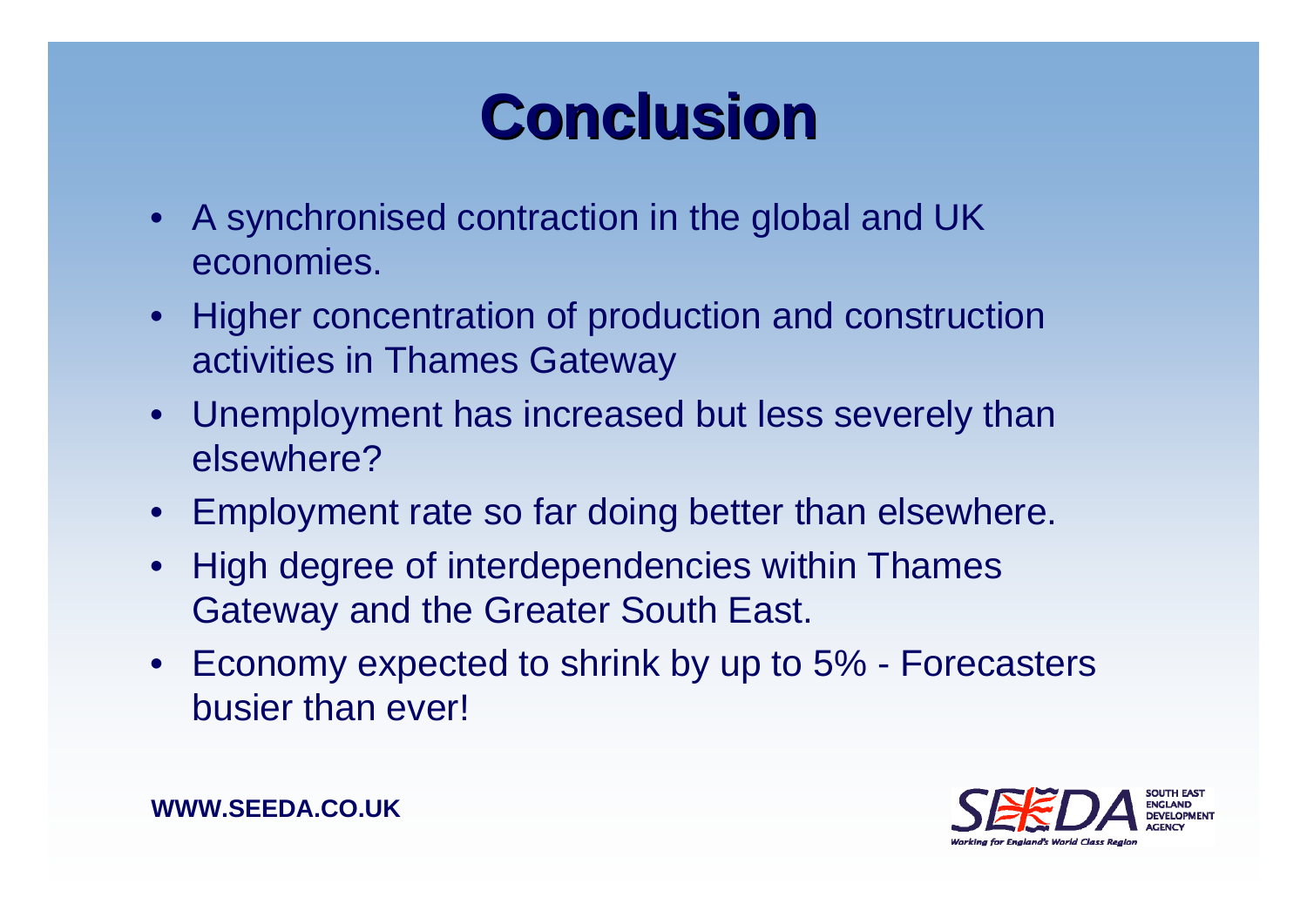# Conclusion

- A synchronised contraction in the global and UK economies.
- Higher concentration of production and construction activities in Thames Gateway
- Unemployment has increased but less severely than elsewhere?
- Employment rate so far doing better than elsewhere.
- High degree of interdependencies within Thames Gateway and the Greater South East.
- Economy expected to shrink by up to 5% - Forecasters busier than ever!

**WWW.SEEDA.CO.UK**

SEEDA SOUTH EAST ENGLAND DEVELOPMENT AGENCY

*Working for England's World Class Region*